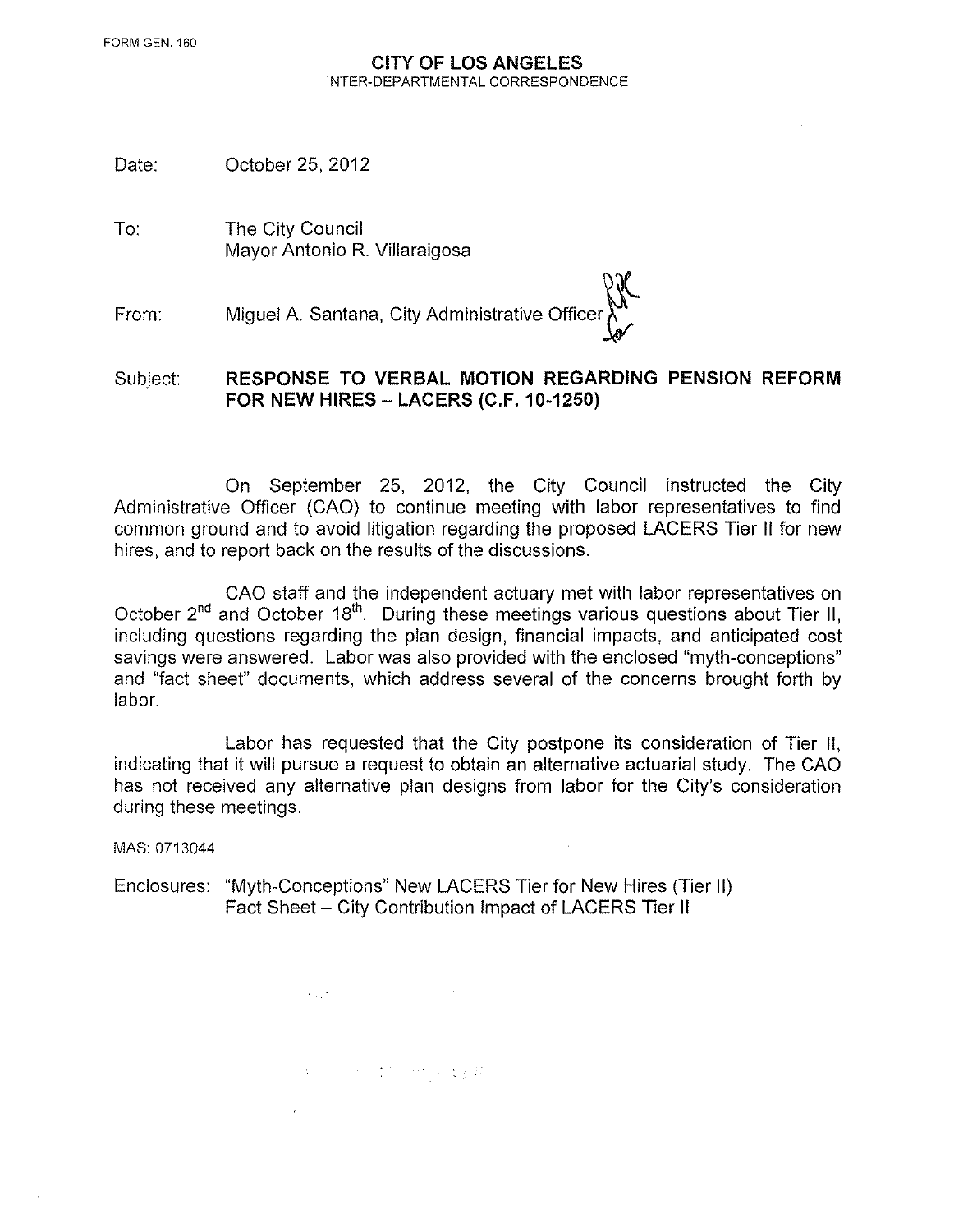FORM GEN. 160

**CITY OF LOS ANGELES**
INTER-DEPARTMENTAL CORRESPONDENCE

Date: October 25, 2012

To: The City Council
Mayor Antonio R. Villaraigosa

From: Miguel A. Santana, City Administrative Officer

Subject: **RESPONSE TO VERBAL MOTION REGARDING PENSION REFORM FOR NEW HIRES – LACERS (C.F. 10-1250)**

On September 25, 2012, the City Council instructed the City Administrative Officer (CAO) to continue meeting with labor representatives to find common ground and to avoid litigation regarding the proposed LACERS Tier II for new hires, and to report back on the results of the discussions.

CAO staff and the independent actuary met with labor representatives on October 2nd and October 18th. During these meetings various questions about Tier II, including questions regarding the plan design, financial impacts, and anticipated cost savings were answered. Labor was also provided with the enclosed "myth-conceptions" and "fact sheet" documents, which address several of the concerns brought forth by labor.

Labor has requested that the City postpone its consideration of Tier II, indicating that it will pursue a request to obtain an alternative actuarial study. The CAO has not received any alternative plan designs from labor for the City's consideration during these meetings.

MAS: 0713044

Enclosures: "Myth-Conceptions" New LACERS Tier for New Hires (Tier II)
Fact Sheet – City Contribution Impact of LACERS Tier II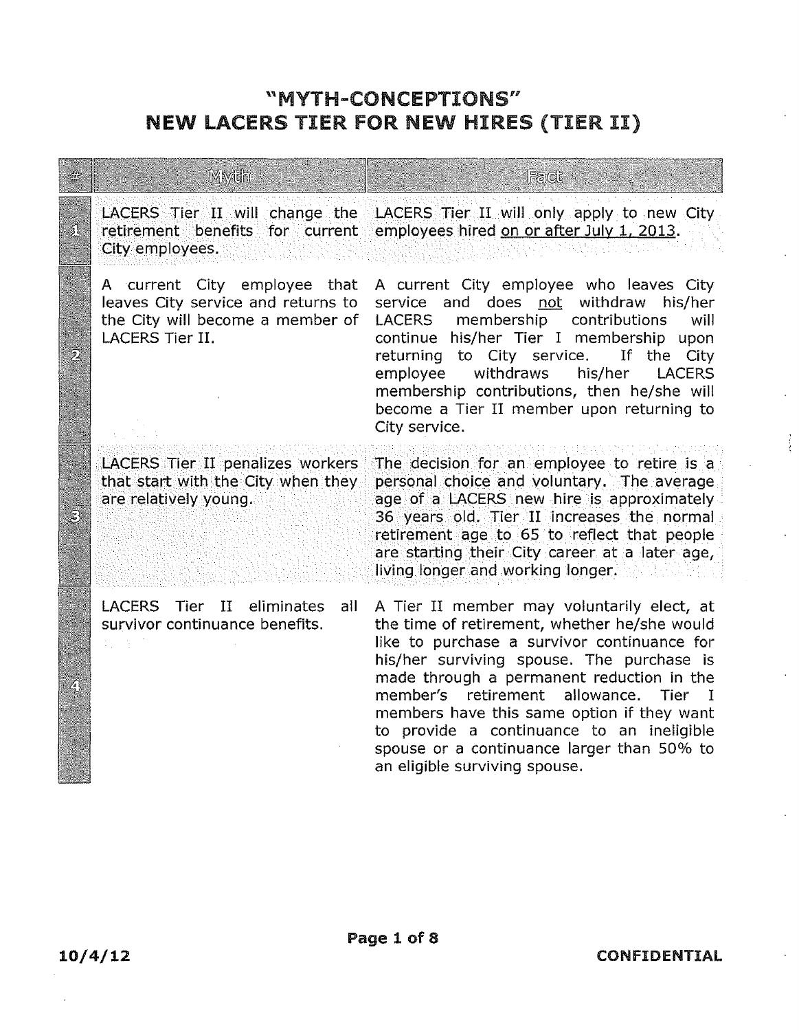# "MYTH-CONCEPTIONS" NEW LACERS TIER FOR NEW HIRES (TIER II)

| # | Myth | Fact |
|---|---|---|
| 1 | LACERS Tier II will change the retirement benefits for current City employees. | LACERS Tier II will only apply to new City employees hired <u>on or after July 1, 2013</u>. |
| 2 | A current City employee that leaves City service and returns to the City will become a member of LACERS Tier II. | A current City employee who leaves City service and does <u>not</u> withdraw his/her LACERS membership contributions will continue his/her Tier I membership upon returning to City service. If the City employee withdraws his/her LACERS membership contributions, then he/she will become a Tier II member upon returning to City service. |
| 3 | LACERS Tier II penalizes workers that start with the City when they are relatively young. | The decision for an employee to retire is a personal choice and voluntary. The average age of a LACERS new hire is approximately 36 years old. Tier II increases the normal retirement age to 65 to reflect that people are starting their City career at a later age, living longer and working longer. |
| 4 | LACERS Tier II eliminates all survivor continuance benefits. | A Tier II member may voluntarily elect, at the time of retirement, whether he/she would like to purchase a survivor continuance for his/her surviving spouse. The purchase is made through a permanent reduction in the member's retirement allowance. Tier I members have this same option if they want to provide a continuance to an ineligible spouse or a continuance larger than 50% to an eligible surviving spouse. |

10/4/12

CONFIDENTIAL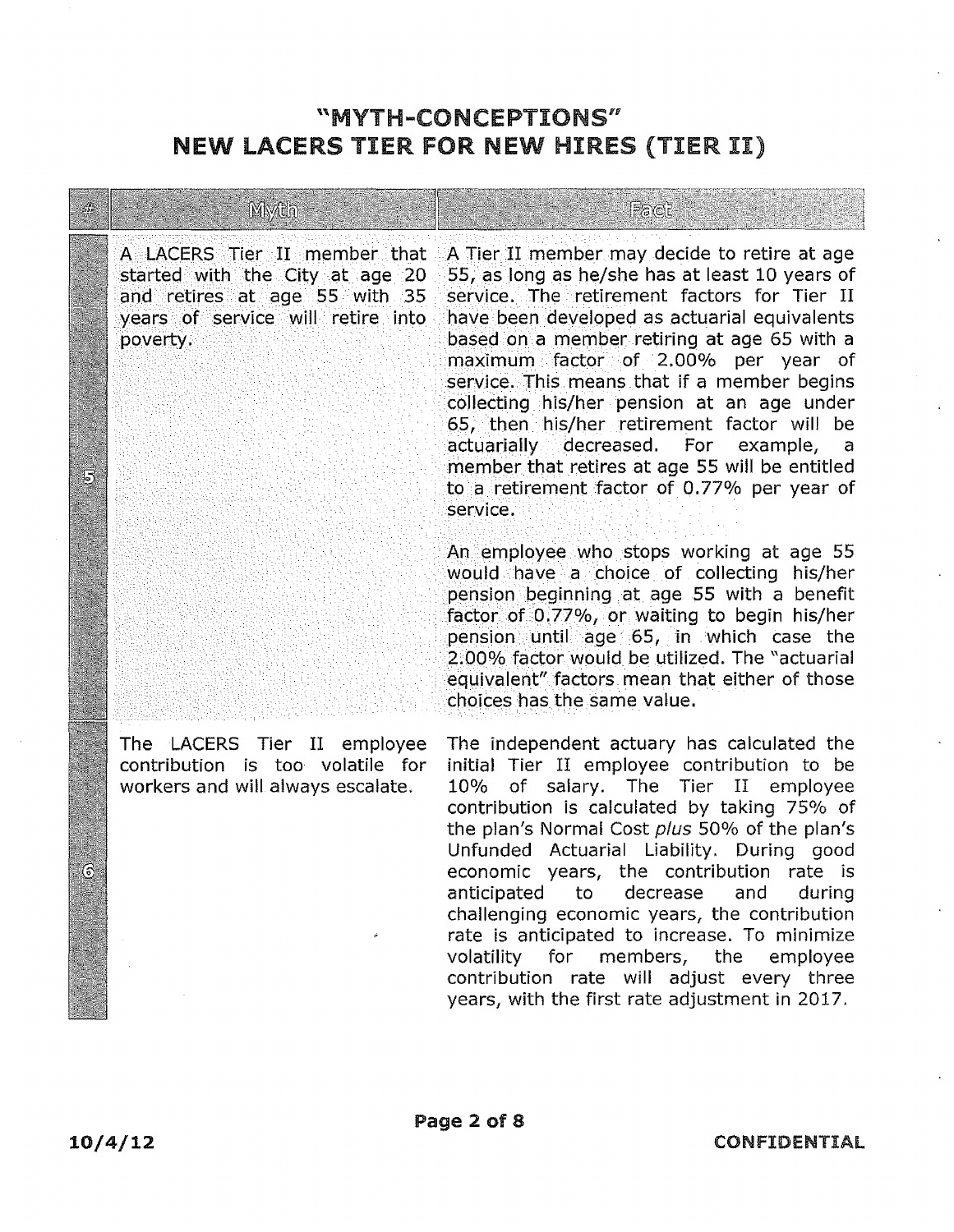# "MYTH-CONCEPTIONS"
# NEW LACERS TIER FOR NEW HIRES (TIER II)

| # | Myth | Fact |
|---|---|---|
| 5 | A LACERS Tier II member that started with the City at age 20 and retires at age 55 with 35 years of service will retire into poverty. | A Tier II member may decide to retire at age 55, as long as he/she has at least 10 years of service. The retirement factors for Tier II have been developed as actuarial equivalents based on a member retiring at age 65 with a maximum factor of 2.00% per year of service. This means that if a member begins collecting his/her pension at an age under 65, then his/her retirement factor will be actuarially decreased. For example, a member that retires at age 55 will be entitled to a retirement factor of 0.77% per year of service.<br><br>An employee who stops working at age 55 would have a choice of collecting his/her pension beginning at age 55 with a benefit factor of 0.77%, or waiting to begin his/her pension until age 65, in which case the 2.00% factor would be utilized. The "actuarial equivalent" factors mean that either of those choices has the same value. |
| 6 | The LACERS Tier II employee contribution is too volatile for workers and will always escalate. | The independent actuary has calculated the initial Tier II employee contribution to be 10% of salary. The Tier II employee contribution is calculated by taking 75% of the plan's Normal Cost *plus* 50% of the plan's Unfunded Actuarial Liability. During good economic years, the contribution rate is anticipated to decrease and during challenging economic years, the contribution rate is anticipated to increase. To minimize volatility for members, the employee contribution rate will adjust every three years, with the first rate adjustment in 2017. |

10/4/12

CONFIDENTIAL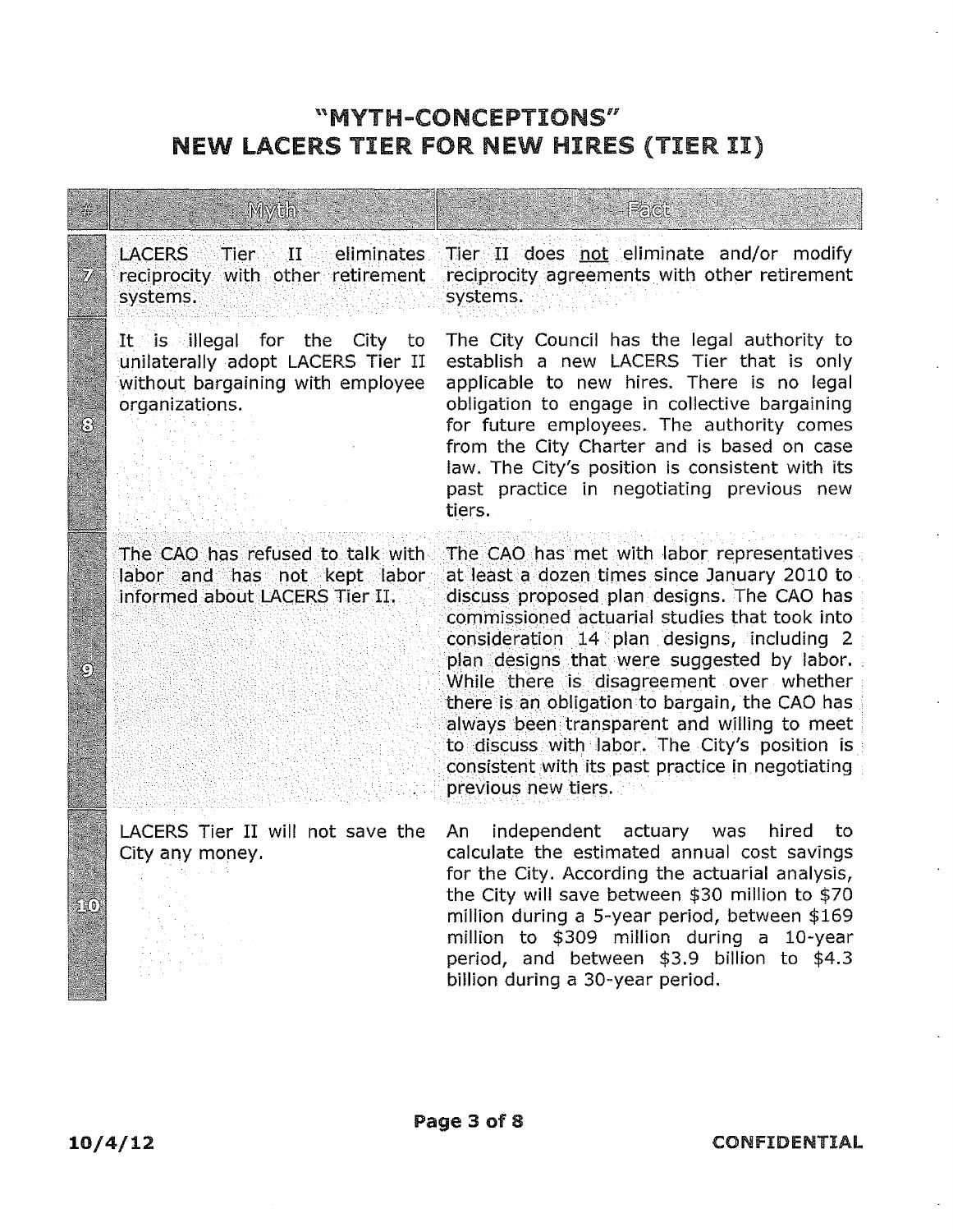# "MYTH-CONCEPTIONS"
# NEW LACERS TIER FOR NEW HIRES (TIER II)

| # | Myth | Fact |
|---|---|---|
| 7 | LACERS Tier II eliminates reciprocity with other retirement systems. | Tier II does not eliminate and/or modify reciprocity agreements with other retirement systems. |
| 8 | It is illegal for the City to unilaterally adopt LACERS Tier II without bargaining with employee organizations. | The City Council has the legal authority to establish a new LACERS Tier that is only applicable to new hires. There is no legal obligation to engage in collective bargaining for future employees. The authority comes from the City Charter and is based on case law. The City's position is consistent with its past practice in negotiating previous new tiers. |
| 9 | The CAO has refused to talk with labor and has not kept labor informed about LACERS Tier II. | The CAO has met with labor representatives at least a dozen times since January 2010 to discuss proposed plan designs. The CAO has commissioned actuarial studies that took into consideration 14 plan designs, including 2 plan designs that were suggested by labor. While there is disagreement over whether there is an obligation to bargain, the CAO has always been transparent and willing to meet to discuss with labor. The City's position is consistent with its past practice in negotiating previous new tiers. |
| 10 | LACERS Tier II will not save the City any money. | An independent actuary was hired to calculate the estimated annual cost savings for the City. According the actuarial analysis, the City will save between $30 million to $70 million during a 5-year period, between $169 million to $309 million during a 10-year period, and between $3.9 billion to $4.3 billion during a 30-year period. |

10/4/12

CONFIDENTIAL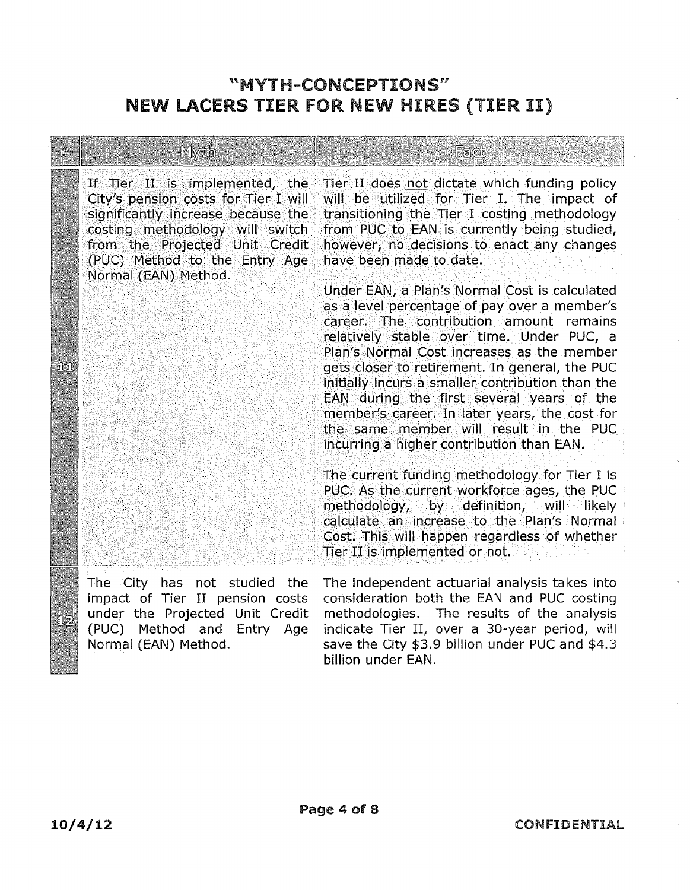# "MYTH-CONCEPTIONS"
# NEW LACERS TIER FOR NEW HIRES (TIER II)

| # | Myth | Fact |
|---|---|---|
| 11 | If Tier II is implemented, the City's pension costs for Tier I will significantly increase because the costing methodology will switch from the Projected Unit Credit (PUC) Method to the Entry Age Normal (EAN) Method. | Tier II does <u>not</u> dictate which funding policy will be utilized for Tier I. The impact of transitioning the Tier I costing methodology from PUC to EAN is currently being studied, however, no decisions to enact any changes have been made to date.<br><br>Under EAN, a Plan's Normal Cost is calculated as a level percentage of pay over a member's career. The contribution amount remains relatively stable over time. Under PUC, a Plan's Normal Cost increases as the member gets closer to retirement. In general, the PUC initially incurs a smaller contribution than the EAN during the first several years of the member's career. In later years, the cost for the same member will result in the PUC incurring a higher contribution than EAN.<br><br>The current funding methodology for Tier I is PUC. As the current workforce ages, the PUC methodology, by definition, will likely calculate an increase to the Plan's Normal Cost. This will happen regardless of whether Tier II is implemented or not. |
| 12 | The City has not studied the impact of Tier II pension costs under the Projected Unit Credit (PUC) Method and Entry Age Normal (EAN) Method. | The independent actuarial analysis takes into consideration both the EAN and PUC costing methodologies. The results of the analysis indicate Tier II, over a 30-year period, will save the City $3.9 billion under PUC and $4.3 billion under EAN. |

10/4/12

CONFIDENTIAL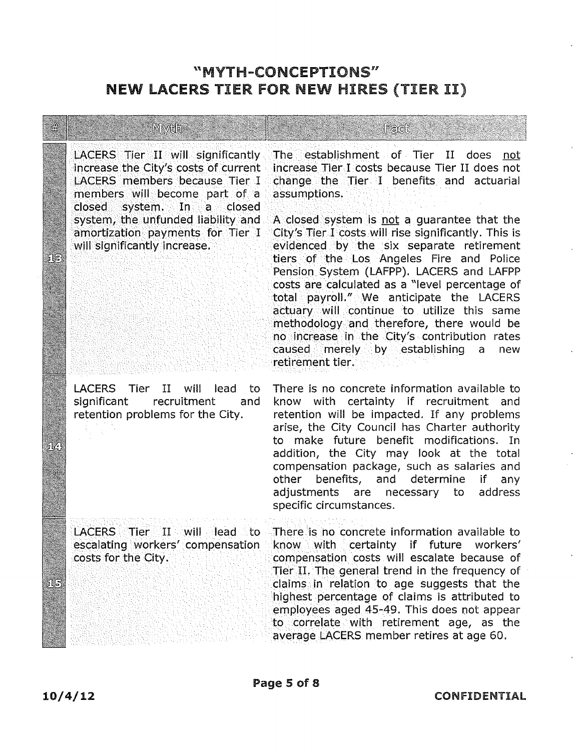# "MYTH-CONCEPTIONS"
# NEW LACERS TIER FOR NEW HIRES (TIER II)

| # | Myth | Fact |
|---|---|---|
| 13 | LACERS Tier II will significantly increase the City's costs of current LACERS members because Tier I members will become part of a closed system. In a closed system, the unfunded liability and amortization payments for Tier I will significantly increase. | The establishment of Tier II does not increase Tier I costs because Tier II does not change the Tier I benefits and actuarial assumptions.<br><br>A closed system is not a guarantee that the City's Tier I costs will rise significantly. This is evidenced by the six separate retirement tiers of the Los Angeles Fire and Police Pension System (LAFPP). LACERS and LAFPP costs are calculated as a "level percentage of total payroll." We anticipate the LACERS actuary will continue to utilize this same methodology and therefore, there would be no increase in the City's contribution rates caused merely by establishing a new retirement tier. |
| 14 | LACERS Tier II will lead to significant recruitment and retention problems for the City. | There is no concrete information available to know with certainty if recruitment and retention will be impacted. If any problems arise, the City Council has Charter authority to make future benefit modifications. In addition, the City may look at the total compensation package, such as salaries and other benefits, and determine if any adjustments are necessary to address specific circumstances. |
| 15 | LACERS Tier II will lead to escalating workers' compensation costs for the City. | There is no concrete information available to know with certainty if future workers' compensation costs will escalate because of Tier II. The general trend in the frequency of claims in relation to age suggests that the highest percentage of claims is attributed to employees aged 45-49. This does not appear to correlate with retirement age, as the average LACERS member retires at age 60. |

10/4/12 CONFIDENTIAL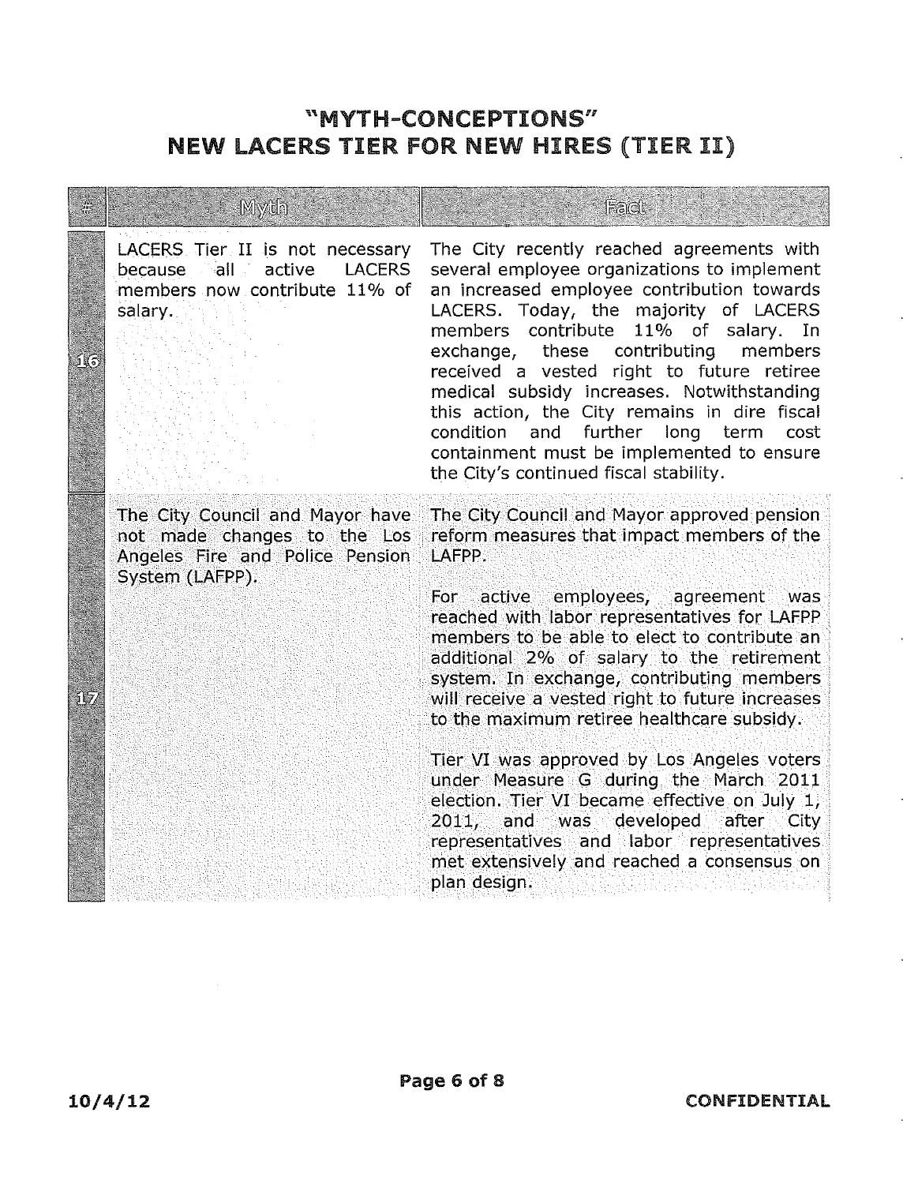# "MYTH-CONCEPTIONS"
# NEW LACERS TIER FOR NEW HIRES (TIER II)

| # | Myth | Fact |
|---|---|---|
| 16 | LACERS Tier II is not necessary because all active LACERS members now contribute 11% of salary. | The City recently reached agreements with several employee organizations to implement an increased employee contribution towards LACERS. Today, the majority of LACERS members contribute 11% of salary. In exchange, these contributing members received a vested right to future retiree medical subsidy increases. Notwithstanding this action, the City remains in dire fiscal condition and further long term cost containment must be implemented to ensure the City's continued fiscal stability. |
| 17 | The City Council and Mayor have not made changes to the Los Angeles Fire and Police Pension System (LAFPP). | The City Council and Mayor approved pension reform measures that impact members of the LAFPP.<br><br>For active employees, agreement was reached with labor representatives for LAFPP members to be able to elect to contribute an additional 2% of salary to the retirement system. In exchange, contributing members will receive a vested right to future increases to the maximum retiree healthcare subsidy.<br><br>Tier VI was approved by Los Angeles voters under Measure G during the March 2011 election. Tier VI became effective on July 1, 2011, and was developed after City representatives and labor representatives met extensively and reached a consensus on plan design. |

10/4/12 CONFIDENTIAL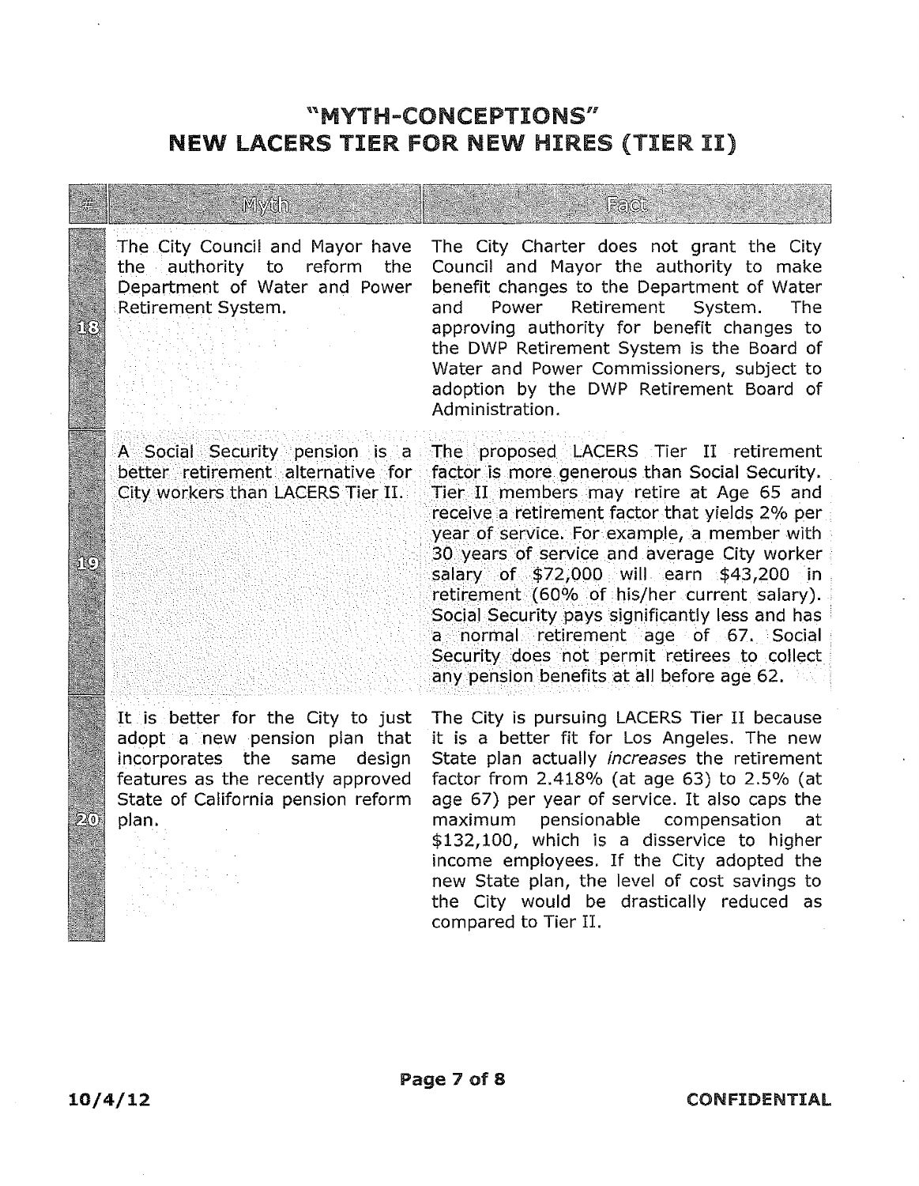## "MYTH-CONCEPTIONS"
## NEW LACERS TIER FOR NEW HIRES (TIER II)

| # | Myth | Fact |
|---|---|---|
| 18 | The City Council and Mayor have the authority to reform the Department of Water and Power Retirement System. | The City Charter does not grant the City Council and Mayor the authority to make benefit changes to the Department of Water and Power Retirement System. The approving authority for benefit changes to the DWP Retirement System is the Board of Water and Power Commissioners, subject to adoption by the DWP Retirement Board of Administration. |
| 19 | A Social Security pension is a better retirement alternative for City workers than LACERS Tier II. | The proposed LACERS Tier II retirement factor is more generous than Social Security. Tier II members may retire at Age 65 and receive a retirement factor that yields 2% per year of service. For example, a member with 30 years of service and average City worker salary of $72,000 will earn $43,200 in retirement (60% of his/her current salary). Social Security pays significantly less and has a normal retirement age of 67. Social Security does not permit retirees to collect any pension benefits at all before age 62. |
| 20 | It is better for the City to just adopt a new pension plan that incorporates the same design features as the recently approved State of California pension reform plan. | The City is pursuing LACERS Tier II because it is a better fit for Los Angeles. The new State plan actually *increases* the retirement factor from 2.418% (at age 63) to 2.5% (at age 67) per year of service. It also caps the maximum pensionable compensation at $132,100, which is a disservice to higher income employees. If the City adopted the new State plan, the level of cost savings to the City would be drastically reduced as compared to Tier II. |

10/4/12

CONFIDENTIAL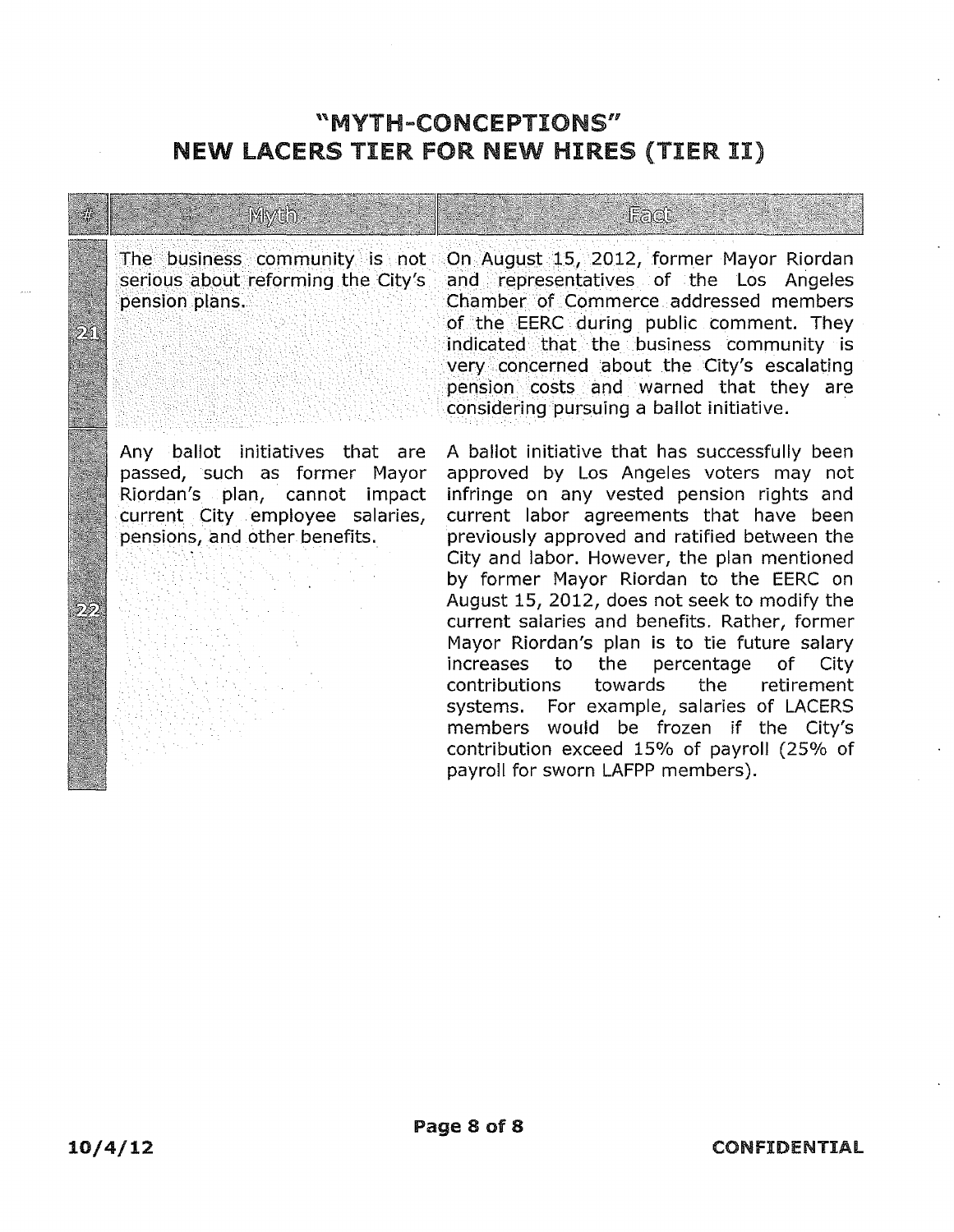# "MYTH-CONCEPTIONS"
# NEW LACERS TIER FOR NEW HIRES (TIER II)

| # | Myth | Fact |
|---|---|---|
| 21 | The business community is not serious about reforming the City's pension plans. | On August 15, 2012, former Mayor Riordan and representatives of the Los Angeles Chamber of Commerce addressed members of the EERC during public comment. They indicated that the business community is very concerned about the City's escalating pension costs and warned that they are considering pursuing a ballot initiative. |
| 22 | Any ballot initiatives that are passed, such as former Mayor Riordan's plan, cannot impact current City employee salaries, pensions, and other benefits. | A ballot initiative that has successfully been approved by Los Angeles voters may not infringe on any vested pension rights and current labor agreements that have been previously approved and ratified between the City and labor. However, the plan mentioned by former Mayor Riordan to the EERC on August 15, 2012, does not seek to modify the current salaries and benefits. Rather, former Mayor Riordan's plan is to tie future salary increases to the percentage of City contributions towards the retirement systems. For example, salaries of LACERS members would be frozen if the City's contribution exceed 15% of payroll (25% of payroll for sworn LAFPP members). |

10/4/12

CONFIDENTIAL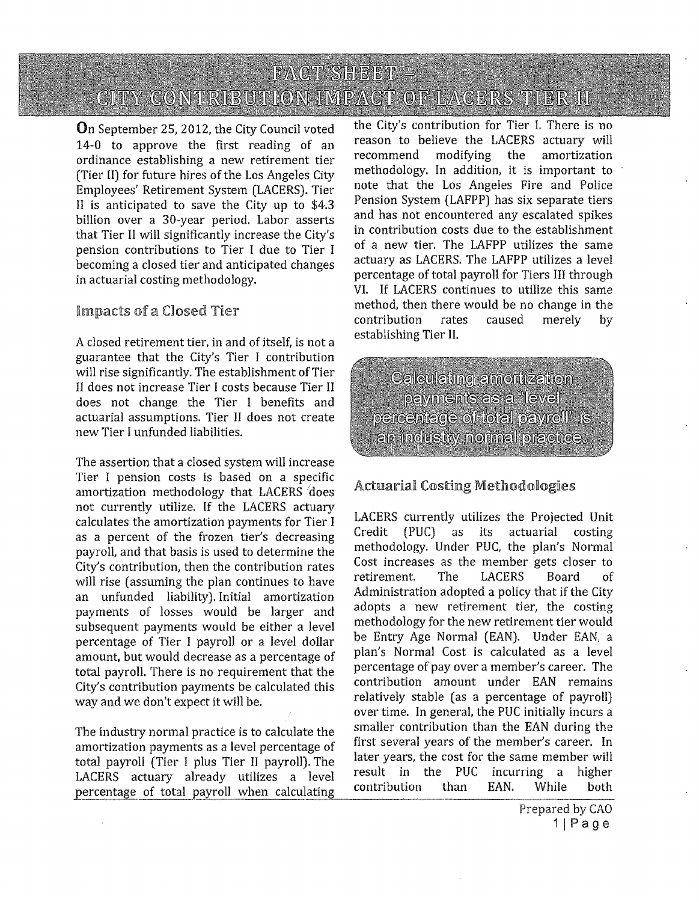# FACT SHEET – CITY CONTRIBUTION IMPACT OF LACERS TIER II

**O**n September 25, 2012, the City Council voted 14-0 to approve the first reading of an ordinance establishing a new retirement tier (Tier II) for future hires of the Los Angeles City Employees' Retirement System (LACERS). Tier II is anticipated to save the City up to $4.3 billion over a 30-year period. Labor asserts that Tier II will significantly increase the City's pension contributions to Tier I due to Tier I becoming a closed tier and anticipated changes in actuarial costing methodology.

## Impacts of a Closed Tier

A closed retirement tier, in and of itself, is not a guarantee that the City's Tier I contribution will rise significantly. The establishment of Tier II does not increase Tier I costs because Tier II does not change the Tier I benefits and actuarial assumptions. Tier II does not create new Tier I unfunded liabilities.

The assertion that a closed system will increase Tier I pension costs is based on a specific amortization methodology that LACERS does not currently utilize. If the LACERS actuary calculates the amortization payments for Tier I as a percent of the frozen tier's decreasing payroll, and that basis is used to determine the City's contribution, then the contribution rates will rise (assuming the plan continues to have an unfunded liability). Initial amortization payments of losses would be larger and subsequent payments would be either a level percentage of Tier I payroll or a level dollar amount, but would decrease as a percentage of total payroll. There is no requirement that the City's contribution payments be calculated this way and we don't expect it will be.

The industry normal practice is to calculate the amortization payments as a level percentage of total payroll (Tier I plus Tier II payroll). The LACERS actuary already utilizes a level percentage of total payroll when calculating the City's contribution for Tier I. There is no reason to believe the LACERS actuary will recommend modifying the amortization methodology. In addition, it is important to note that the Los Angeles Fire and Police Pension System (LAFPP) has six separate tiers and has not encountered any escalated spikes in contribution costs due to the establishment of a new tier. The LAFPP utilizes the same actuary as LACERS. The LAFPP utilizes a level percentage of total payroll for Tiers III through VI. If LACERS continues to utilize this same method, then there would be no change in the contribution rates caused merely by establishing Tier II.

> Calculating amortization payments as a "level percentage of total payroll" is an industry normal practice.

## Actuarial Costing Methodologies

LACERS currently utilizes the Projected Unit Credit (PUC) as its actuarial costing methodology. Under PUC, the plan's Normal Cost increases as the member gets closer to retirement. The LACERS Board of Administration adopted a policy that if the City adopts a new retirement tier, the costing methodology for the new retirement tier would be Entry Age Normal (EAN). Under EAN, a plan's Normal Cost is calculated as a level percentage of pay over a member's career. The contribution amount under EAN remains relatively stable (as a percentage of payroll) over time. In general, the PUC initially incurs a smaller contribution than the EAN during the first several years of the member's career. In later years, the cost for the same member will result in the PUC incurring a higher contribution than EAN. While both

Prepared by CAO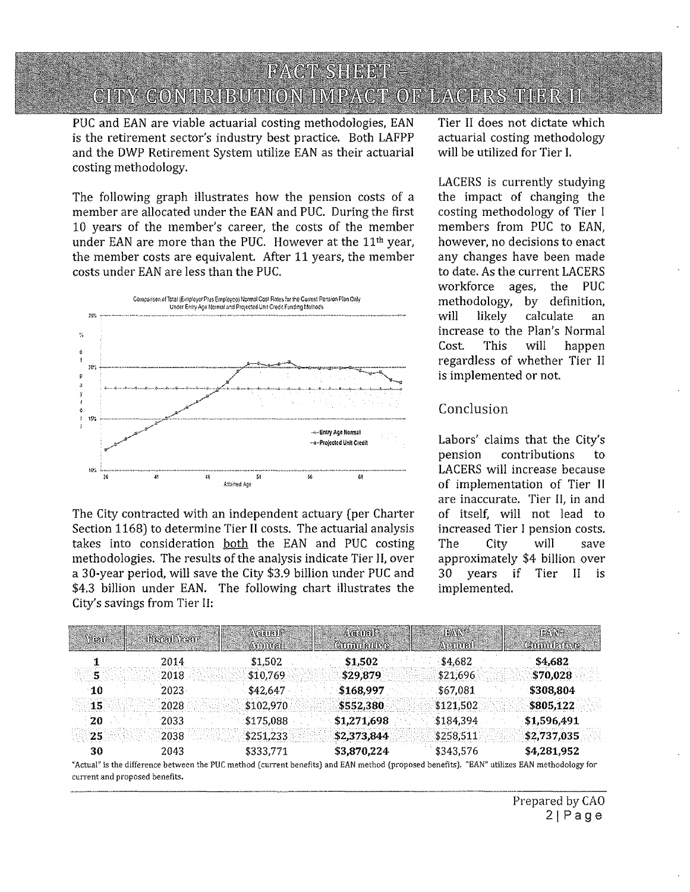# FACT SHEET – CITY CONTRIBUTION IMPACT OF LACERS TIER II

PUC and EAN are viable actuarial costing methodologies, EAN is the retirement sector's industry best practice. Both LAFPP and the DWP Retirement System utilize EAN as their actuarial costing methodology.

The following graph illustrates how the pension costs of a member are allocated under the EAN and PUC. During the first 10 years of the member's career, the costs of the member under EAN are more than the PUC. However at the 11th year, the member costs are equivalent. After 11 years, the member costs under EAN are less than the PUC.

Comparison of Total (Employer Plus Employee) Normal Cost Rates for the Current Pension Plan Only Under Entry Age Normal and Projected Unit Credit Funding Methods

% of Payroll

25%

20%

15%

10%

36

41

46

51

56

61

Attained Age

Entry Age Normal

Projected Unit Credit

The City contracted with an independent actuary (per Charter Section 1168) to determine Tier II costs. The actuarial analysis takes into consideration both the EAN and PUC costing methodologies. The results of the analysis indicate Tier II, over a 30-year period, will save the City $3.9 billion under PUC and $4.3 billion under EAN. The following chart illustrates the City's savings from Tier II:

Tier II does not dictate which actuarial costing methodology will be utilized for Tier I.

LACERS is currently studying the impact of changing the costing methodology of Tier I members from PUC to EAN, however, no decisions to enact any changes have been made to date. As the current LACERS workforce ages, the PUC methodology, by definition, will likely calculate an increase to the Plan's Normal Cost. This will happen regardless of whether Tier II is implemented or not.

## Conclusion

Labors' claims that the City's pension contributions to LACERS will increase because of implementation of Tier II are inaccurate. Tier II, in and of itself, will not lead to increased Tier I pension costs. The City will save approximately $4 billion over 30 years if Tier II is implemented.

| Year | Fiscal Year | Actual* Annual | Actual* Cumulative | EAN* Annual | EAN* Cumulative |
|---|---|---|---|---|---|
| **1** | 2014 | $1,502 | **$1,502** | $4,682 | **$4,682** |
| **5** | 2018 | $10,769 | **$29,879** | $21,696 | **$70,028** |
| **10** | 2023 | $42,647 | **$168,997** | $67,081 | **$308,804** |
| **15** | 2028 | $102,970 | **$552,380** | $121,502 | **$805,122** |
| **20** | 2033 | $175,088 | **$1,271,698** | $184,394 | **$1,596,491** |
| **25** | 2038 | $251,233 | **$2,373,844** | $258,511 | **$2,737,035** |
| **30** | 2043 | $333,771 | **$3,870,224** | $343,576 | **$4,281,952** |

"Actual" is the difference between the PUC method (current benefits) and EAN method (proposed benefits). "EAN" utilizes EAN methodology for current and proposed benefits.

Prepared by CAO